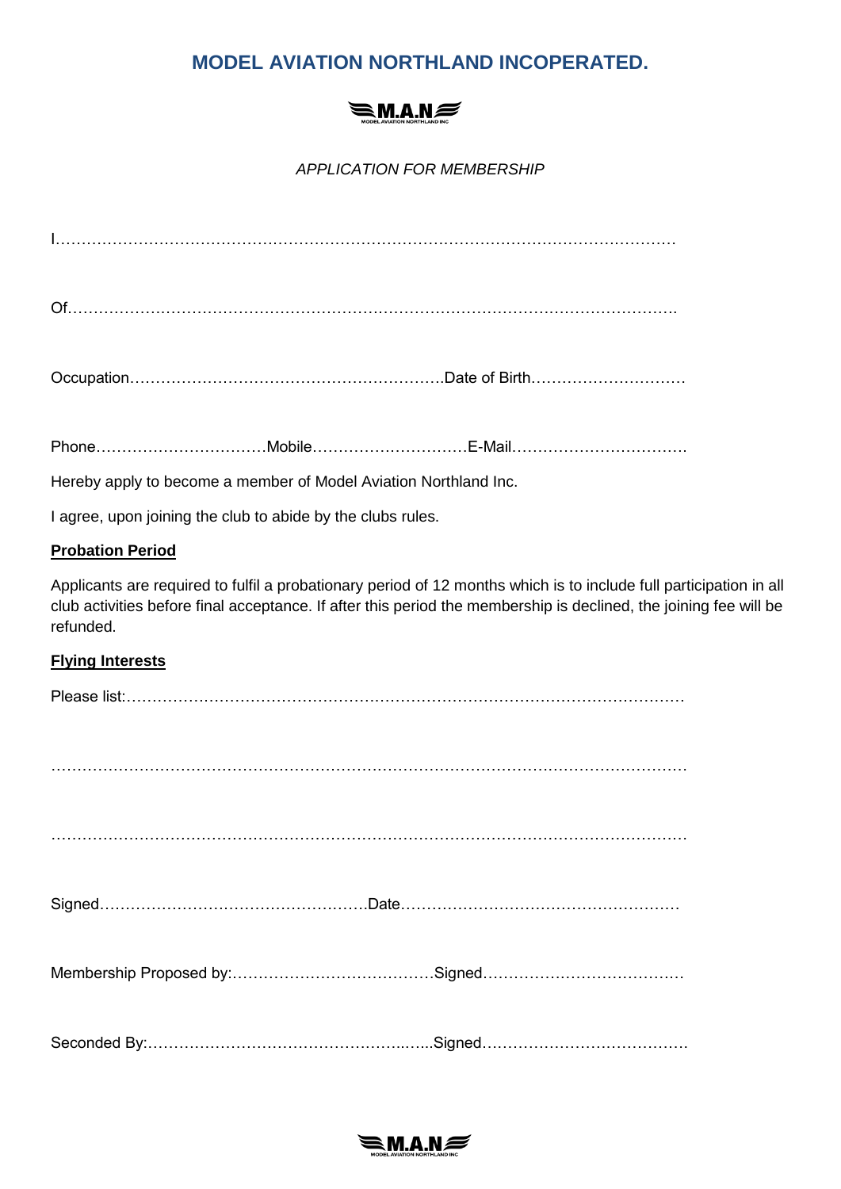# MODEL AVIATION NORTHLAND INCOPERATED.

M.A.N

MODEL AVIATION NORTHLAND INC

*APPLICATION FOR MEMBERSHIP*

I…………………………………………………………………………………………………………

Of…………………………………………………………………………………………………………

Occupation……………………………………………………Date of Birth…………………………

Phone……………………………Mobile…………………………E-Mail……………………………

Hereby apply to become a member of Model Aviation Northland Inc.

I agree, upon joining the club to abide by the clubs rules.

**Probation Period**

Applicants are required to fulfil a probationary period of 12 months which is to include full participation in all club activities before final acceptance. If after this period the membership is declined, the joining fee will be refunded.

**Flying Interests**

Please list:…………………………………………………………………………………………………

……………………………………………………………………………………………………………

……………………………………………………………………………………………………………

Signed……………………………………………Date………………………………………………

Membership Proposed by:…………………………………Signed…………………………………

Seconded By:…………………………………………………Signed…………………………………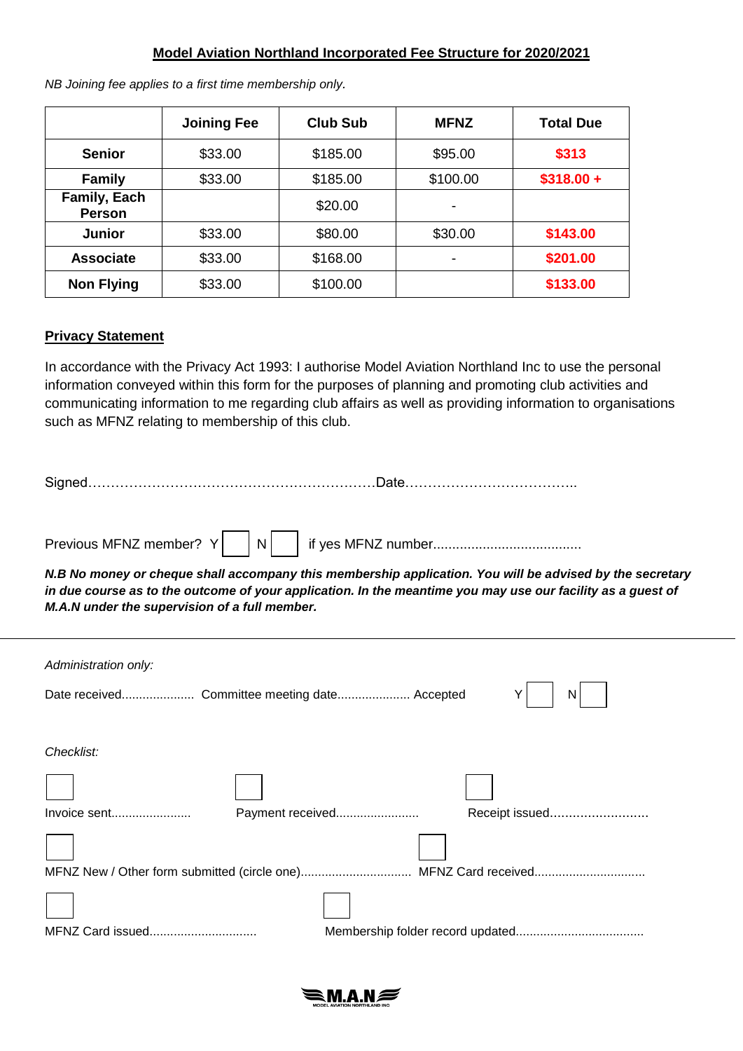**Model Aviation Northland Incorporated Fee Structure for 2020/2021**

*NB Joining fee applies to a first time membership only.*

| | Joining Fee | Club Sub | MFNZ | Total Due |
|---|---|---|---|---|
| **Senior** | $33.00 | $185.00 | $95.00 | **$313** |
| **Family** | $33.00 | $185.00 | $100.00 | **$318.00 +** |
| **Family, Each Person** | | $20.00 | - | |
| **Junior** | $33.00 | $80.00 | $30.00 | **$143.00** |
| **Associate** | $33.00 | $168.00 | - | **$201.00** |
| **Non Flying** | $33.00 | $100.00 | | **$133.00** |

**Privacy Statement**

In accordance with the Privacy Act 1993: I authorise Model Aviation Northland Inc to use the personal information conveyed within this form for the purposes of planning and promoting club activities and communicating information to me regarding club affairs as well as providing information to organisations such as MFNZ relating to membership of this club.

Signed………………………………………………………Date………………………………..

Previous MFNZ member? Y ☐ N ☐ if yes MFNZ number......................................

***N.B No money or cheque shall accompany this membership application. You will be advised by the secretary in due course as to the outcome of your application. In the meantime you may use our facility as a guest of M.A.N under the supervision of a full member.***

---

*Administration only:*

Date received.................... Committee meeting date.................... Accepted Y ☐ N ☐

*Checklist:*

☐ Invoice sent......................

☐ Payment received.......................

☐ Receipt issued.........................

☐ MFNZ New / Other form submitted (circle one)...............................

☐ MFNZ Card received...............................

☐ MFNZ Card issued..............................

☐ Membership folder record updated....................................

M.A.N MODEL AVIATION NORTHLAND INC